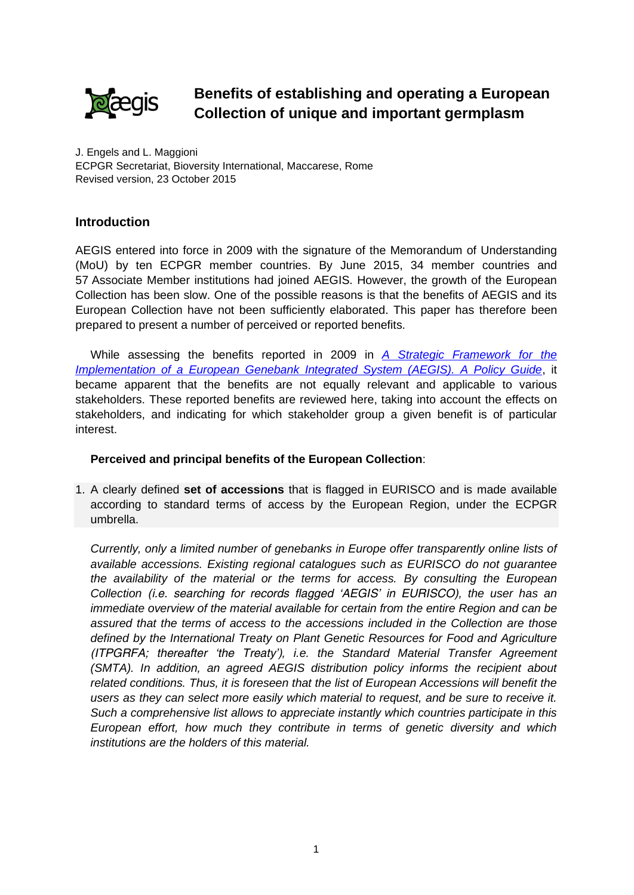# Benefits of establishing and operating a European Collection of unique and important germplasm

J. Engels and L. Maggioni
ECPGR Secretariat, Bioversity International, Maccarese, Rome
Revised version, 23 October 2015

## Introduction

AEGIS entered into force in 2009 with the signature of the Memorandum of Understanding (MoU) by ten ECPGR member countries. By June 2015, 34 member countries and 57 Associate Member institutions had joined AEGIS. However, the growth of the European Collection has been slow. One of the possible reasons is that the benefits of AEGIS and its European Collection have not been sufficiently elaborated. This paper has therefore been prepared to present a number of perceived or reported benefits.

While assessing the benefits reported in 2009 in [A Strategic Framework for the Implementation of a European Genebank Integrated System (AEGIS). A Policy Guide](), it became apparent that the benefits are not equally relevant and applicable to various stakeholders. These reported benefits are reviewed here, taking into account the effects on stakeholders, and indicating for which stakeholder group a given benefit is of particular interest.

**Perceived and principal benefits of the European Collection**:

1. A clearly defined **set of accessions** that is flagged in EURISCO and is made available according to standard terms of access by the European Region, under the ECPGR umbrella.

   *Currently, only a limited number of genebanks in Europe offer transparently online lists of available accessions. Existing regional catalogues such as EURISCO do not guarantee the availability of the material or the terms for access. By consulting the European Collection (i.e. searching for records flagged 'AEGIS' in EURISCO), the user has an immediate overview of the material available for certain from the entire Region and can be assured that the terms of access to the accessions included in the Collection are those defined by the International Treaty on Plant Genetic Resources for Food and Agriculture (ITPGRFA; thereafter 'the Treaty'), i.e. the Standard Material Transfer Agreement (SMTA). In addition, an agreed AEGIS distribution policy informs the recipient about related conditions. Thus, it is foreseen that the list of European Accessions will benefit the users as they can select more easily which material to request, and be sure to receive it. Such a comprehensive list allows to appreciate instantly which countries participate in this European effort, how much they contribute in terms of genetic diversity and which institutions are the holders of this material.*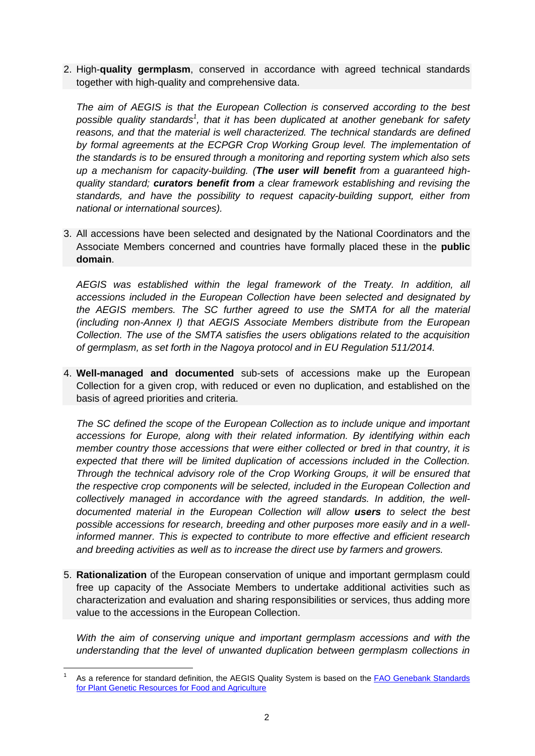2. High-**quality germplasm**, conserved in accordance with agreed technical standards together with high-quality and comprehensive data.

   *The aim of AEGIS is that the European Collection is conserved according to the best possible quality standards*[1]*, that it has been duplicated at another genebank for safety reasons, and that the material is well characterized. The technical standards are defined by formal agreements at the ECPGR Crop Working Group level. The implementation of the standards is to be ensured through a monitoring and reporting system which also sets up a mechanism for capacity-building. (**The user will benefit** from a guaranteed high-quality standard; **curators benefit from** a clear framework establishing and revising the standards, and have the possibility to request capacity-building support, either from national or international sources).*

3. All accessions have been selected and designated by the National Coordinators and the Associate Members concerned and countries have formally placed these in the **public domain**.

   *AEGIS was established within the legal framework of the Treaty. In addition, all accessions included in the European Collection have been selected and designated by the AEGIS members. The SC further agreed to use the SMTA for all the material (including non-Annex I) that AEGIS Associate Members distribute from the European Collection. The use of the SMTA satisfies the users obligations related to the acquisition of germplasm, as set forth in the Nagoya protocol and in EU Regulation 511/2014.*

4. **Well-managed and documented** sub-sets of accessions make up the European Collection for a given crop, with reduced or even no duplication, and established on the basis of agreed priorities and criteria.

   *The SC defined the scope of the European Collection as to include unique and important accessions for Europe, along with their related information. By identifying within each member country those accessions that were either collected or bred in that country, it is expected that there will be limited duplication of accessions included in the Collection. Through the technical advisory role of the Crop Working Groups, it will be ensured that the respective crop components will be selected, included in the European Collection and collectively managed in accordance with the agreed standards. In addition, the well-documented material in the European Collection will allow **users** to select the best possible accessions for research, breeding and other purposes more easily and in a well-informed manner. This is expected to contribute to more effective and efficient research and breeding activities as well as to increase the direct use by farmers and growers.*

5. **Rationalization** of the European conservation of unique and important germplasm could free up capacity of the Associate Members to undertake additional activities such as characterization and evaluation and sharing responsibilities or services, thus adding more value to the accessions in the European Collection.

   *With the aim of conserving unique and important germplasm accessions and with the understanding that the level of unwanted duplication between germplasm collections in*

[1] As a reference for standard definition, the AEGIS Quality System is based on the [FAO Genebank Standards for Plant Genetic Resources for Food and Agriculture]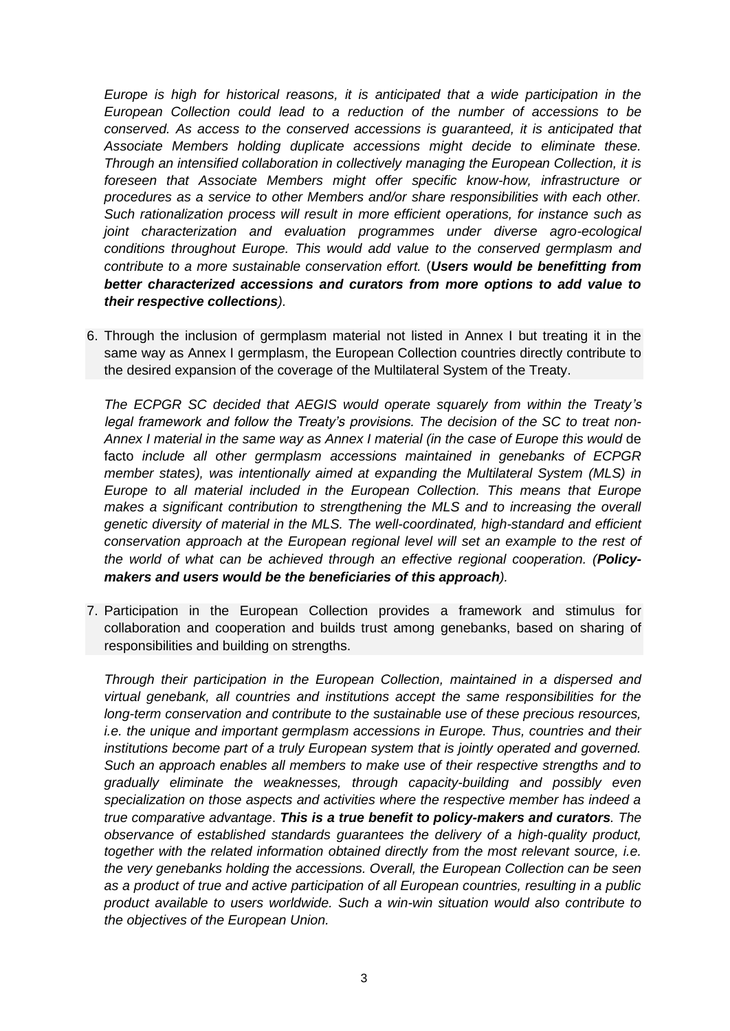*Europe is high for historical reasons, it is anticipated that a wide participation in the European Collection could lead to a reduction of the number of accessions to be conserved. As access to the conserved accessions is guaranteed, it is anticipated that Associate Members holding duplicate accessions might decide to eliminate these. Through an intensified collaboration in collectively managing the European Collection, it is foreseen that Associate Members might offer specific know-how, infrastructure or procedures as a service to other Members and/or share responsibilities with each other. Such rationalization process will result in more efficient operations, for instance such as joint characterization and evaluation programmes under diverse agro-ecological conditions throughout Europe. This would add value to the conserved germplasm and contribute to a more sustainable conservation effort.* (***Users would be benefitting from better characterized accessions and curators from more options to add value to their respective collections****).*

6. Through the inclusion of germplasm material not listed in Annex I but treating it in the same way as Annex I germplasm, the European Collection countries directly contribute to the desired expansion of the coverage of the Multilateral System of the Treaty.

   *The ECPGR SC decided that AEGIS would operate squarely from within the Treaty's legal framework and follow the Treaty's provisions. The decision of the SC to treat non-Annex I material in the same way as Annex I material (in the case of Europe this would* de facto *include all other germplasm accessions maintained in genebanks of ECPGR member states), was intentionally aimed at expanding the Multilateral System (MLS) in Europe to all material included in the European Collection. This means that Europe makes a significant contribution to strengthening the MLS and to increasing the overall genetic diversity of material in the MLS. The well-coordinated, high-standard and efficient conservation approach at the European regional level will set an example to the rest of the world of what can be achieved through an effective regional cooperation. (****Policy-makers and users would be the beneficiaries of this approach****).*

7. Participation in the European Collection provides a framework and stimulus for collaboration and cooperation and builds trust among genebanks, based on sharing of responsibilities and building on strengths.

   *Through their participation in the European Collection, maintained in a dispersed and virtual genebank, all countries and institutions accept the same responsibilities for the long-term conservation and contribute to the sustainable use of these precious resources, i.e. the unique and important germplasm accessions in Europe. Thus, countries and their institutions become part of a truly European system that is jointly operated and governed. Such an approach enables all members to make use of their respective strengths and to gradually eliminate the weaknesses, through capacity-building and possibly even specialization on those aspects and activities where the respective member has indeed a true comparative advantage*. ***This is a true benefit to policy-makers and curators****. The observance of established standards guarantees the delivery of a high-quality product, together with the related information obtained directly from the most relevant source, i.e. the very genebanks holding the accessions. Overall, the European Collection can be seen as a product of true and active participation of all European countries, resulting in a public product available to users worldwide. Such a win-win situation would also contribute to the objectives of the European Union.*